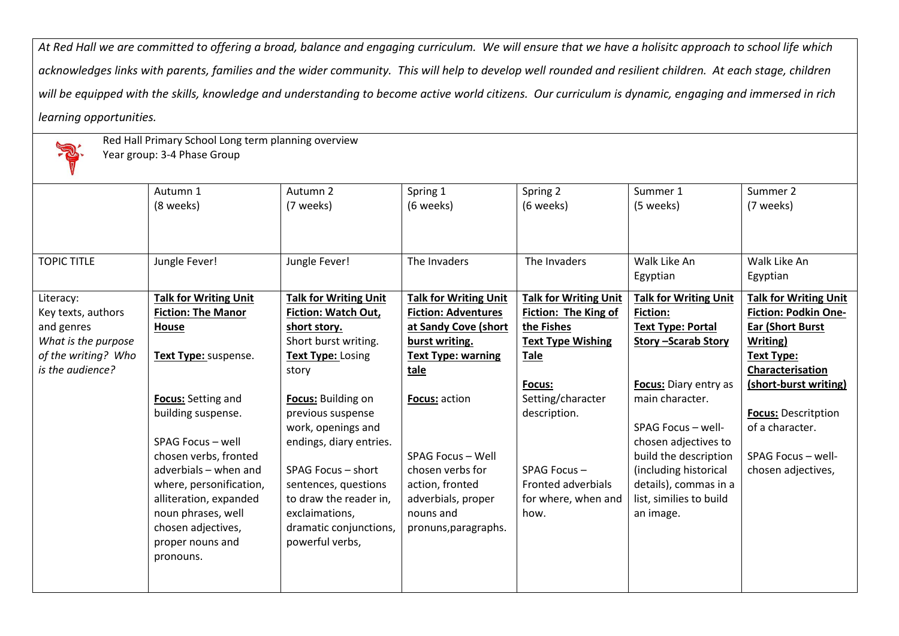*At Red Hall we are committed to offering a broad, balance and engaging curriculum. We will ensure that we have a holisitc approach to school life which acknowledges links with parents, families and the wider community. This will help to develop well rounded and resilient children. At each stage, children will be equipped with the skills, knowledge and understanding to become active world citizens. Our curriculum is dynamic, engaging and immersed in rich learning opportunities.*

Red Hall Primary School Long term planning overview
Year group: 3-4 Phase Group

| | Autumn 1 (8 weeks) | Autumn 2 (7 weeks) | Spring 1 (6 weeks) | Spring 2 (6 weeks) | Summer 1 (5 weeks) | Summer 2 (7 weeks) |
|---|---|---|---|---|---|---|
| TOPIC TITLE | Jungle Fever! | Jungle Fever! | The Invaders | The Invaders | Walk Like An Egyptian | Walk Like An Egyptian |
| Literacy: Key texts, authors and genres *What is the purpose of the writing? Who is the audience?* | **Talk for Writing Unit Fiction: The Manor House** <br><br> **Text Type:** suspense. <br><br> **Focus:** Setting and building suspense. <br><br> SPAG Focus – well chosen verbs, fronted adverbials – when and where, personification, alliteration, expanded noun phrases, well chosen adjectives, proper nouns and pronouns. | **Talk for Writing Unit Fiction: Watch Out, short story.** <br> Short burst writing. <br> **Text Type:** Losing story <br><br> **Focus:** Building on previous suspense work, openings and endings, diary entries. <br><br> SPAG Focus – short sentences, questions to draw the reader in, exclaimations, dramatic conjunctions, powerful verbs, | **Talk for Writing Unit Fiction: Adventures at Sandy Cove (short burst writing.** <br> **Text Type: warning tale** <br><br> **Focus:** action <br><br> SPAG Focus – Well chosen verbs for action, fronted adverbials, proper nouns and pronuns,paragraphs. | **Talk for Writing Unit Fiction: The King of the Fishes** <br> **Text Type Wishing Tale** <br><br> **Focus:** <br> Setting/character description. <br><br> SPAG Focus – Fronted adverbials for where, when and how. | **Talk for Writing Unit Fiction:** <br> **Text Type: Portal Story –Scarab Story** <br><br> **Focus:** Diary entry as main character. <br><br> SPAG Focus – well-chosen adjectives to build the description (including historical details), commas in a list, similies to build an image. | **Talk for Writing Unit Fiction: Podkin One-Ear (Short Burst Writing)** <br> **Text Type: Characterisation (short-burst writing)** <br><br> **Focus:** Descritption of a character. <br><br> SPAG Focus – well-chosen adjectives, |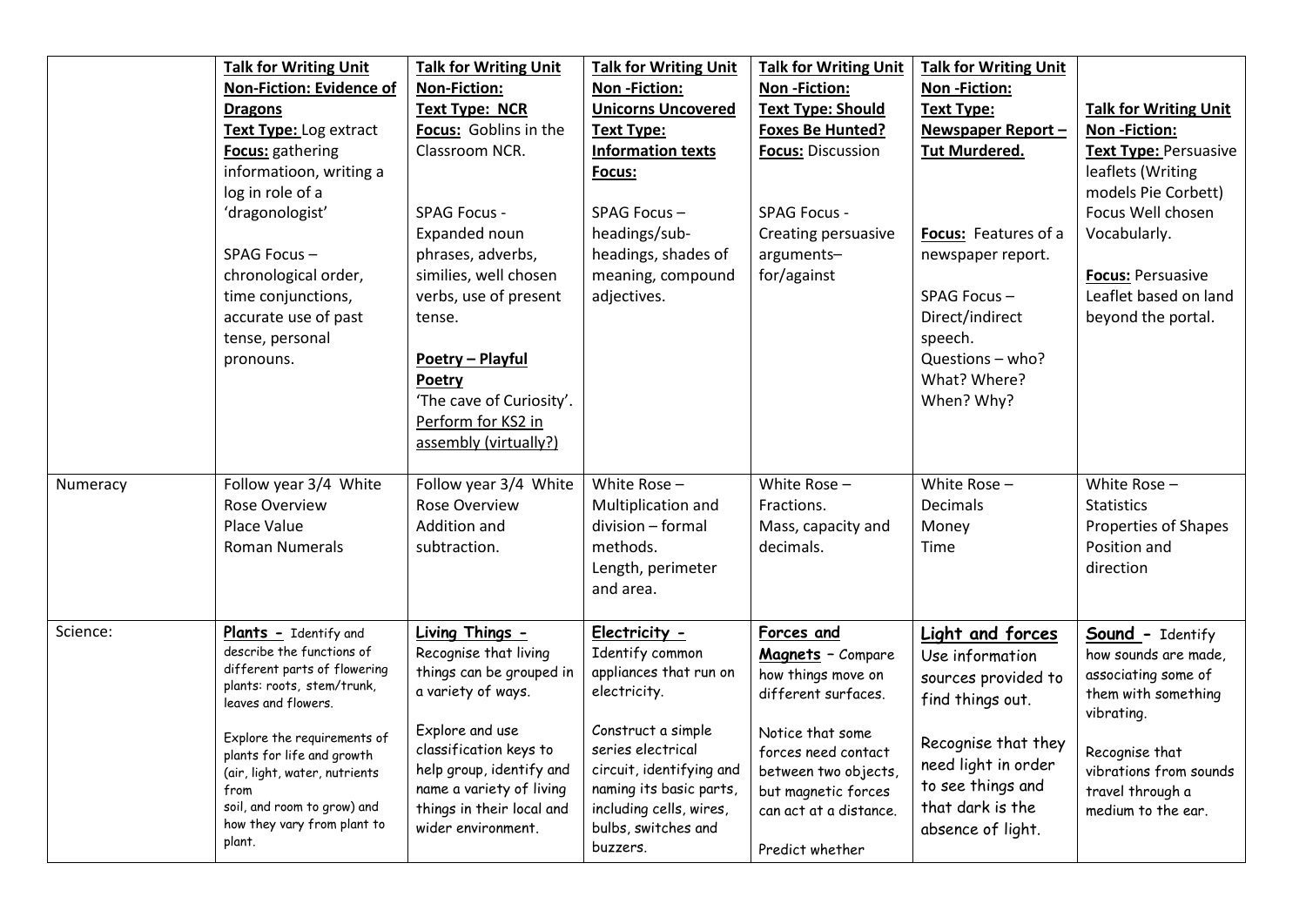| | | | | | | |
|---|---|---|---|---|---|---|
| | **Talk for Writing Unit** **Non-Fiction: Evidence of Dragons** **Text Type:** Log extract **Focus:** gathering informatioon, writing a log in role of a 'dragonologist'<br><br>SPAG Focus – chronological order, time conjunctions, accurate use of past tense, personal pronouns. | **Talk for Writing Unit** **Non-Fiction:** **Text Type: NCR** **Focus:** Goblins in the Classroom NCR.<br><br>SPAG Focus - Expanded noun phrases, adverbs, similies, well chosen verbs, use of present tense.<br><br>**Poetry – Playful Poetry** 'The cave of Curiosity'. Perform for KS2 in assembly (virtually?) | **Talk for Writing Unit** **Non -Fiction:** **Unicorns Uncovered** **Text Type:** **Information texts** **Focus:**<br><br>SPAG Focus – headings/sub-headings, shades of meaning, compound adjectives. | **Talk for Writing Unit** **Non -Fiction:** **Text Type: Should Foxes Be Hunted?** **Focus:** Discussion<br><br>SPAG Focus - Creating persuasive arguments– for/against | **Talk for Writing Unit** **Non -Fiction:** **Text Type:** **Newspaper Report – Tut Murdered.**<br><br>**Focus:** Features of a newspaper report.<br><br>SPAG Focus – Direct/indirect speech. Questions – who? What? Where? When? Why? | **Talk for Writing Unit** **Non -Fiction:** **Text Type:** Persuasive leaflets (Writing models Pie Corbett) Focus Well chosen Vocabularly.<br><br>**Focus:** Persuasive Leaflet based on land beyond the portal. |
| Numeracy | Follow year 3/4 White Rose Overview Place Value Roman Numerals | Follow year 3/4 White Rose Overview Addition and subtraction. | White Rose – Multiplication and division – formal methods. Length, perimeter and area. | White Rose – Fractions. Mass, capacity and decimals. | White Rose – Decimals Money Time | White Rose – Statistics Properties of Shapes Position and direction |
| Science: | **Plants -** Identify and describe the functions of different parts of flowering plants: roots, stem/trunk, leaves and flowers.<br><br>Explore the requirements of plants for life and growth (air, light, water, nutrients from soil, and room to grow) and how they vary from plant to plant. | **Living Things -** Recognise that living things can be grouped in a variety of ways.<br><br>Explore and use classification keys to help group, identify and name a variety of living things in their local and wider environment. | **Electricity -** Identify common appliances that run on electricity.<br><br>Construct a simple series electrical circuit, identifying and naming its basic parts, including cells, wires, bulbs, switches and buzzers. | **Forces and Magnets** - Compare how things move on different surfaces.<br><br>Notice that some forces need contact between two objects, but magnetic forces can act at a distance.<br><br>Predict whether | **Light and forces** Use information sources provided to find things out.<br><br>Recognise that they need light in order to see things and that dark is the absence of light. | **Sound -** Identify how sounds are made, associating some of them with something vibrating.<br><br>Recognise that vibrations from sounds travel through a medium to the ear. |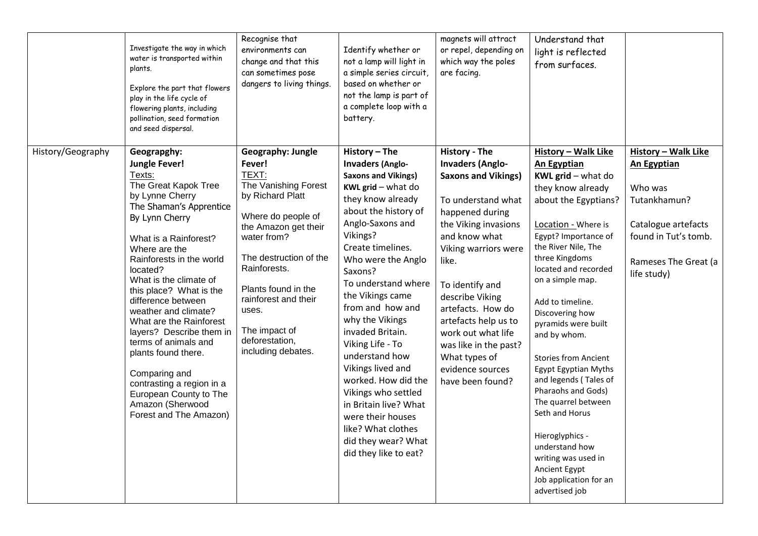| | | | | | | |
|---|---|---|---|---|---|---|
| | Investigate the way in which water is transported within plants.<br><br>Explore the part that flowers play in the life cycle of flowering plants, including pollination, seed formation and seed dispersal. | Recognise that environments can change and that this can sometimes pose dangers to living things. | Identify whether or not a lamp will light in a simple series circuit, based on whether or not the lamp is part of a complete loop with a battery. | magnets will attract or repel, depending on which way the poles are facing. | Understand that light is reflected from surfaces. | |
| History/Geography | **Geograpghy:**<br>**Jungle Fever!**<br>Texts:<br>The Great Kapok Tree by Lynne Cherry<br>The Shaman's Apprentice By Lynn Cherry<br><br>What is a Rainforest? Where are the Rainforests in the world located?<br>What is the climate of this place? What is the difference between weather and climate?<br>What are the Rainforest layers? Describe them in terms of animals and plants found there.<br><br>Comparing and contrasting a region in a European County to The Amazon (Sherwood Forest and The Amazon) | **Geography: Jungle Fever!**<br>TEXT:<br>The Vanishing Forest by Richard Platt<br><br>Where do people of the Amazon get their water from?<br><br>The destruction of the Rainforests.<br><br>Plants found in the rainforest and their uses.<br><br>The impact of deforestation, including debates. | **History – The Invaders (Anglo-Saxons and Vikings)**<br>**KWL grid** – what do they know already about the history of Anglo-Saxons and Vikings?<br>Create timelines.<br>Who were the Anglo Saxons?<br>To understand where the Vikings came from and how and why the Vikings invaded Britain.<br>Viking Life - To understand how Vikings lived and worked. How did the Vikings who settled in Britain live? What were their houses like? What clothes did they wear? What did they like to eat? | **History - The Invaders (Anglo-Saxons and Vikings)**<br><br>To understand what happened during the Viking invasions and know what Viking warriors were like.<br><br>To identify and describe Viking artefacts. How do artefacts help us to work out what life was like in the past? What types of evidence sources have been found? | **History – Walk Like An Egyptian**<br>**KWL grid** – what do they know already about the Egyptians?<br><br>Location - Where is Egypt? Importance of the River Nile, The three Kingdoms located and recorded on a simple map.<br><br>Add to timeline.<br>Discovering how pyramids were built and by whom.<br><br>Stories from Ancient Egypt Egyptian Myths and legends ( Tales of Pharaohs and Gods) The quarrel between Seth and Horus<br><br>Hieroglyphics - understand how writing was used in Ancient Egypt<br>Job application for an advertised job | **History – Walk Like An Egyptian**<br><br>Who was Tutankhamun?<br><br>Catalogue artefacts found in Tut's tomb.<br><br>Rameses The Great (a life study) |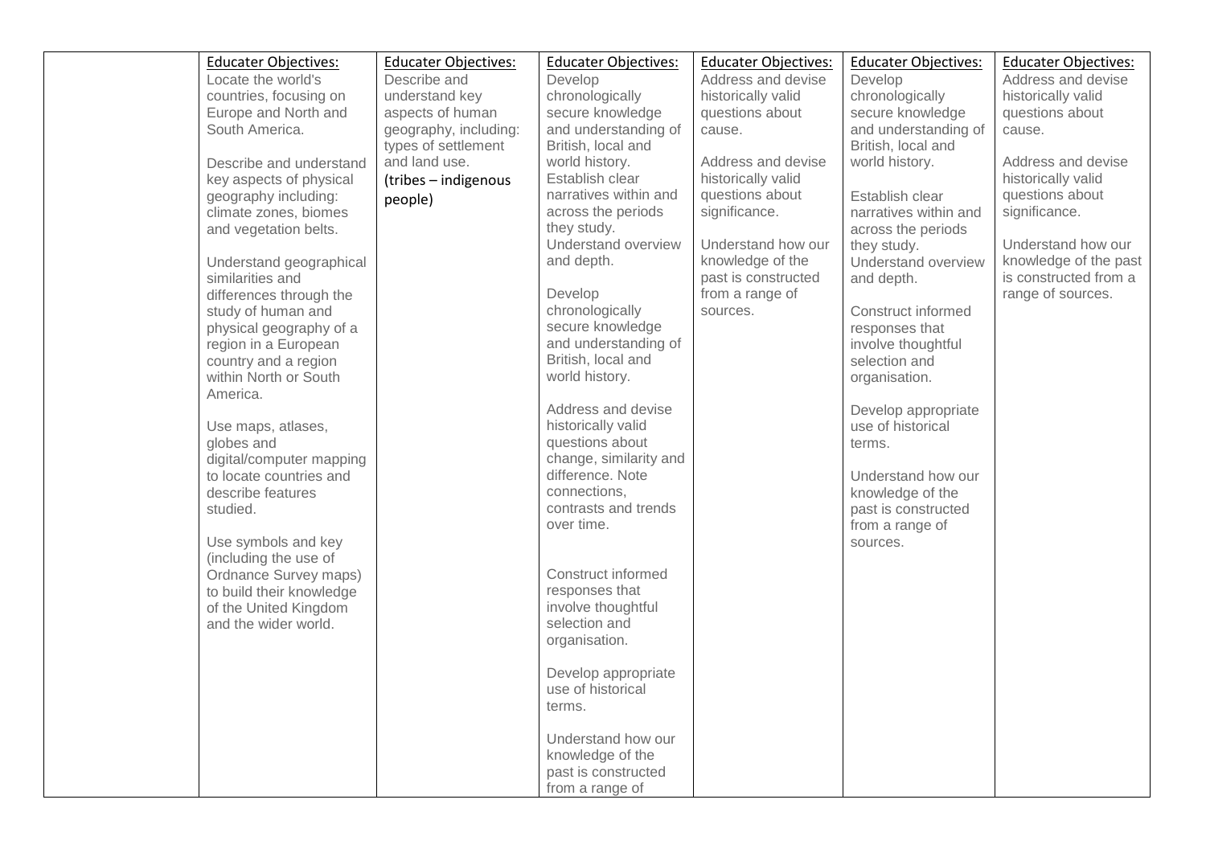| | | | | | | |
|---|---|---|---|---|---|---|
| | <u>Educater Objectives:</u><br>Locate the world's countries, focusing on Europe and North and South America.<br><br>Describe and understand key aspects of physical geography including: climate zones, biomes and vegetation belts.<br><br>Understand geographical similarities and differences through the study of human and physical geography of a region in a European country and a region within North or South America.<br><br>Use maps, atlases, globes and digital/computer mapping to locate countries and describe features studied.<br><br>Use symbols and key (including the use of Ordnance Survey maps) to build their knowledge of the United Kingdom and the wider world. | <u>Educater Objectives:</u><br>Describe and understand key aspects of human geography, including: types of settlement and land use.<br>(tribes – indigenous people) | <u>Educater Objectives:</u><br>Develop chronologically secure knowledge and understanding of British, local and world history.<br>Establish clear narratives within and across the periods they study.<br>Understand overview and depth.<br><br>Develop chronologically secure knowledge and understanding of British, local and world history.<br><br>Address and devise historically valid questions about change, similarity and difference. Note connections, contrasts and trends over time.<br><br>Construct informed responses that involve thoughtful selection and organisation.<br><br>Develop appropriate use of historical terms.<br><br>Understand how our knowledge of the past is constructed from a range of | <u>Educater Objectives:</u><br>Address and devise historically valid questions about cause.<br><br>Address and devise historically valid questions about significance.<br><br>Understand how our knowledge of the past is constructed from a range of sources. | <u>Educater Objectives:</u><br>Develop chronologically secure knowledge and understanding of British, local and world history.<br><br>Establish clear narratives within and across the periods they study.<br>Understand overview and depth.<br><br>Construct informed responses that involve thoughtful selection and organisation.<br><br>Develop appropriate use of historical terms.<br><br>Understand how our knowledge of the past is constructed from a range of sources. | <u>Educater Objectives:</u><br>Address and devise historically valid questions about cause.<br><br>Address and devise historically valid questions about significance.<br><br>Understand how our knowledge of the past is constructed from a range of sources. |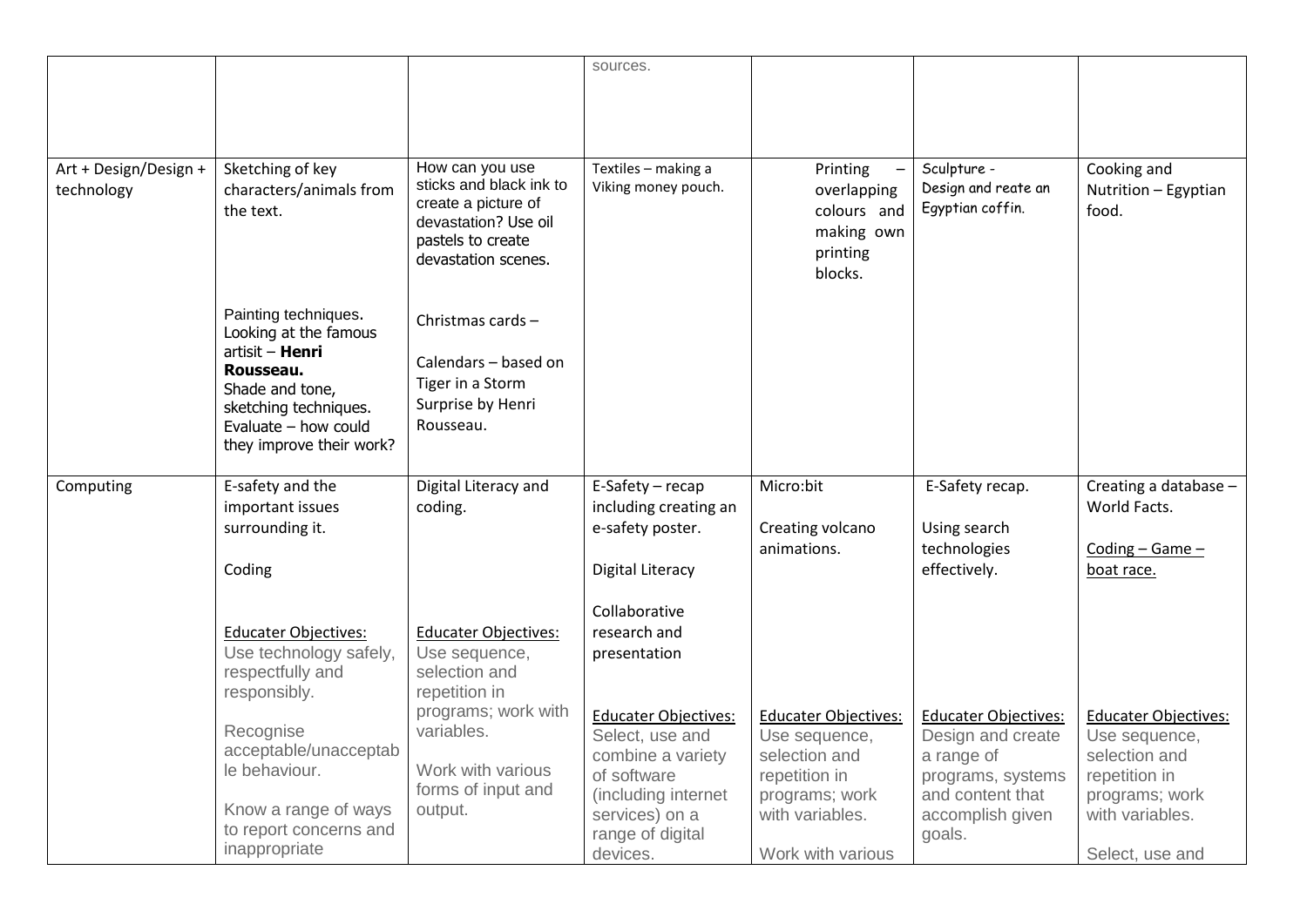|  |  |  | sources. |  |  |  |
|---|---|---|---|---|---|---|
| Art + Design/Design + technology | Sketching of key characters/animals from the text.<br><br>Painting techniques. Looking at the famous artisit – **Henri Rousseau.** Shade and tone, sketching techniques. Evaluate – how could they improve their work? | How can you use sticks and black ink to create a picture of devastation? Use oil pastels to create devastation scenes.<br><br>Christmas cards –<br><br>Calendars – based on Tiger in a Storm Surprise by Henri Rousseau. | Textiles – making a Viking money pouch. | Printing – overlapping colours and making own printing blocks. | Sculpture - Design and reate an Egyptian coffin. | Cooking and Nutrition – Egyptian food. |
| Computing | E-safety and the important issues surrounding it.<br><br>Coding<br><br>Educater Objectives:<br>Use technology safely, respectfully and responsibly.<br><br>Recognise acceptable/unacceptable behaviour.<br><br>Know a range of ways to report concerns and inappropriate | Digital Literacy and coding.<br><br>Educater Objectives:<br>Use sequence, selection and repetition in programs; work with variables.<br><br>Work with various forms of input and output. | E-Safety – recap including creating an e-safety poster.<br><br>Digital Literacy<br><br>Collaborative research and presentation<br><br>Educater Objectives:<br>Select, use and combine a variety of software (including internet services) on a range of digital devices. | Micro:bit<br><br>Creating volcano animations.<br><br>Educater Objectives:<br>Use sequence, selection and repetition in programs; work with variables.<br><br>Work with various | E-Safety recap.<br><br>Using search technologies effectively.<br><br>Educater Objectives:<br>Design and create a range of programs, systems and content that accomplish given goals. | Creating a database – World Facts.<br><br>Coding – Game – boat race.<br><br>Educater Objectives:<br>Use sequence, selection and repetition in programs; work with variables.<br><br>Select, use and |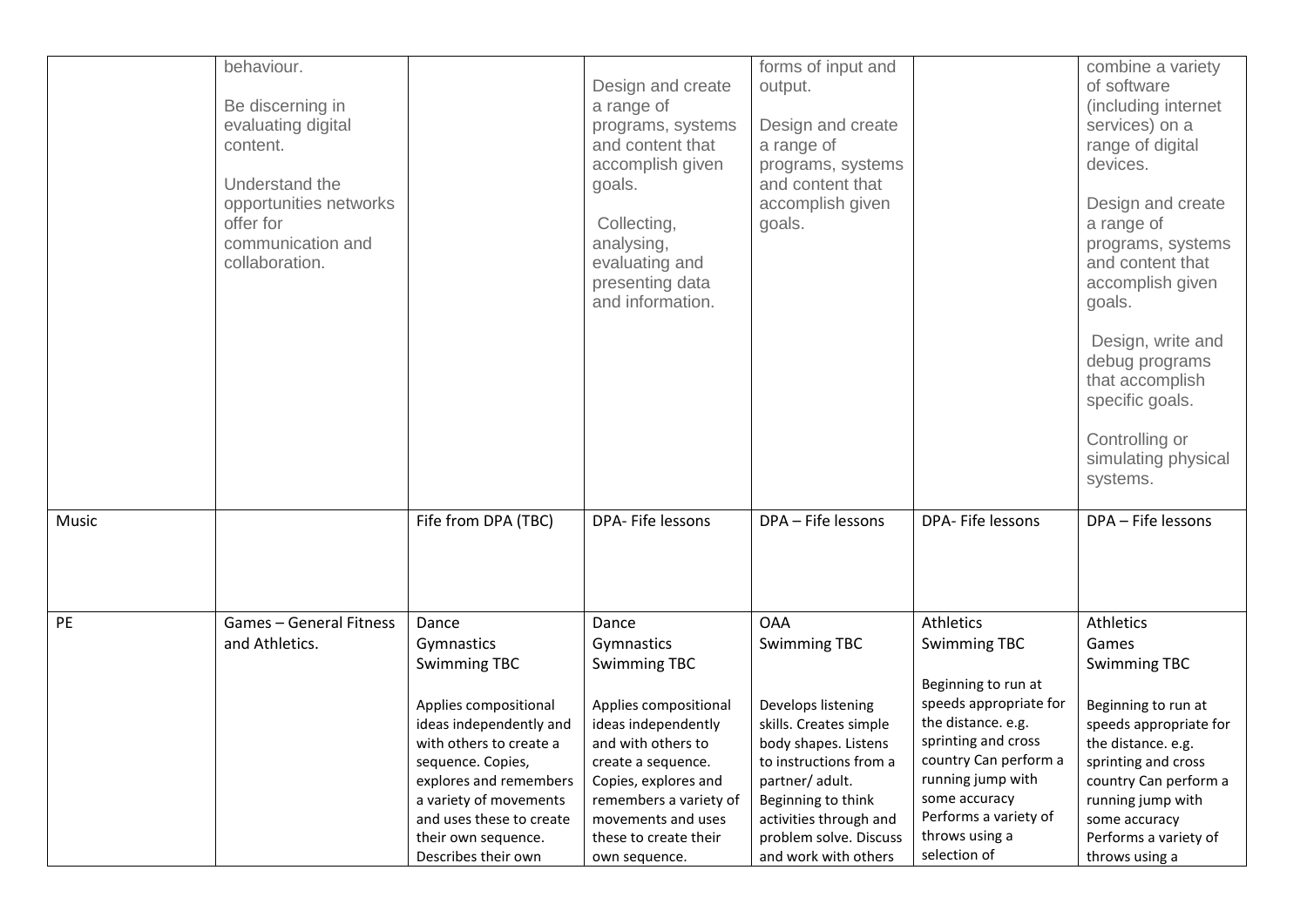| | | | | | | |
|---|---|---|---|---|---|---|
| | behaviour.<br><br>Be discerning in evaluating digital content.<br><br>Understand the opportunities networks offer for communication and collaboration. | | Design and create a range of programs, systems and content that accomplish given goals.<br><br>Collecting, analysing, evaluating and presenting data and information. | forms of input and output.<br><br>Design and create a range of programs, systems and content that accomplish given goals. | | combine a variety of software (including internet services) on a range of digital devices.<br><br>Design and create a range of programs, systems and content that accomplish given goals.<br><br>Design, write and debug programs that accomplish specific goals.<br><br>Controlling or simulating physical systems. |
| Music | | Fife from DPA (TBC) | DPA- Fife lessons | DPA – Fife lessons | DPA- Fife lessons | DPA – Fife lessons |
| PE | Games – General Fitness and Athletics. | Dance<br>Gymnastics<br>Swimming TBC<br><br>Applies compositional ideas independently and with others to create a sequence. Copies, explores and remembers a variety of movements and uses these to create their own sequence. Describes their own | Dance<br>Gymnastics<br>Swimming TBC<br><br>Applies compositional ideas independently and with others to create a sequence. Copies, explores and remembers a variety of movements and uses these to create their own sequence. | OAA<br>Swimming TBC<br><br>Develops listening skills. Creates simple body shapes. Listens to instructions from a partner/ adult. Beginning to think activities through and problem solve. Discuss and work with others | Athletics<br>Swimming TBC<br><br>Beginning to run at speeds appropriate for the distance. e.g. sprinting and cross country Can perform a running jump with some accuracy Performs a variety of throws using a selection of | Athletics<br>Games<br>Swimming TBC<br><br>Beginning to run at speeds appropriate for the distance. e.g. sprinting and cross country Can perform a running jump with some accuracy Performs a variety of throws using a |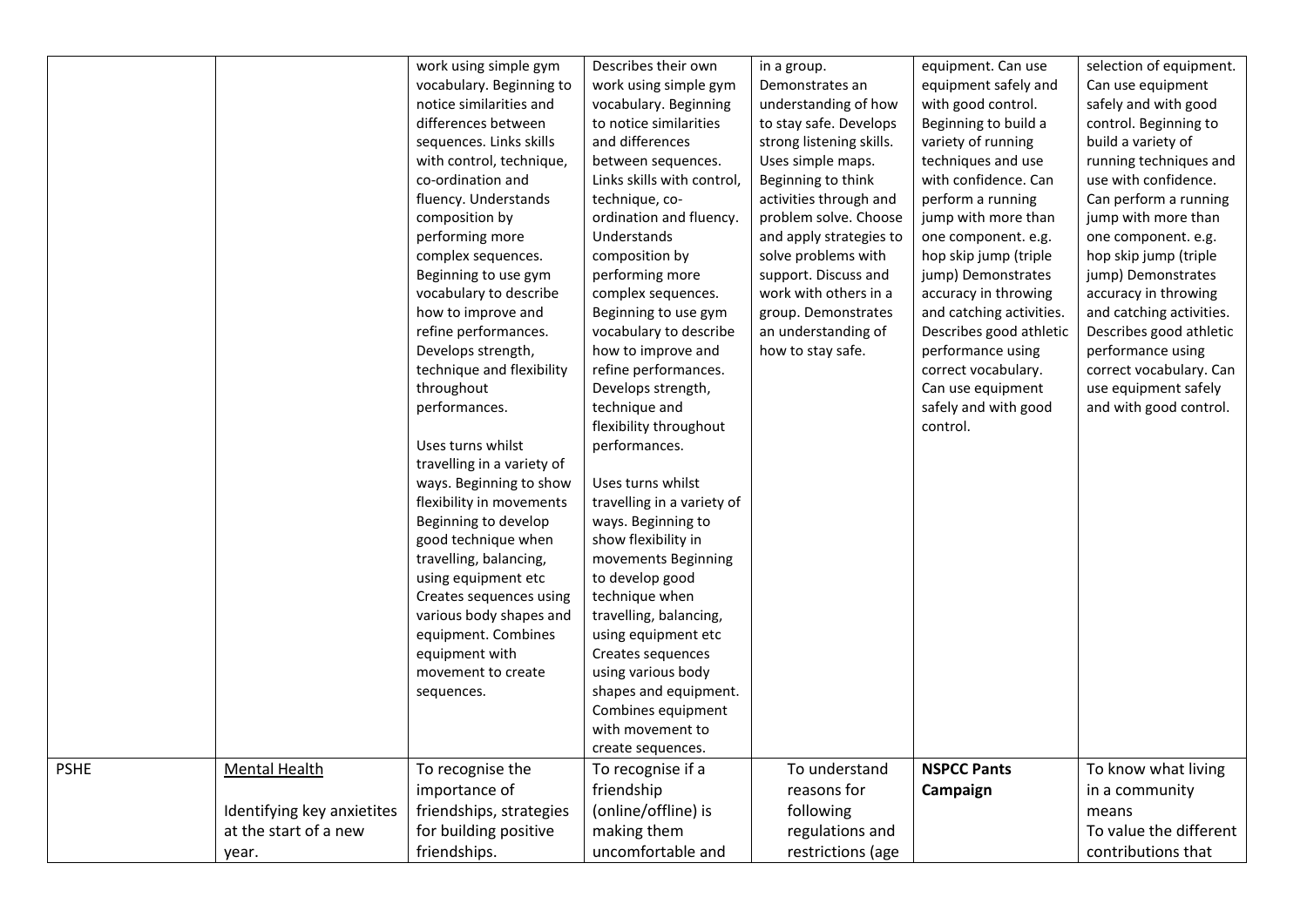| | | | | | | |
|---|---|---|---|---|---|---|
| | | work using simple gym vocabulary. Beginning to notice similarities and differences between sequences. Links skills with control, technique, co-ordination and fluency. Understands composition by performing more complex sequences. Beginning to use gym vocabulary to describe how to improve and refine performances. Develops strength, technique and flexibility throughout performances.<br><br>Uses turns whilst travelling in a variety of ways. Beginning to show flexibility in movements Beginning to develop good technique when travelling, balancing, using equipment etc Creates sequences using various body shapes and equipment. Combines equipment with movement to create sequences. | Describes their own work using simple gym vocabulary. Beginning to notice similarities and differences between sequences. Links skills with control, technique, co-ordination and fluency. Understands composition by performing more complex sequences. Beginning to use gym vocabulary to describe how to improve and refine performances. Develops strength, technique and flexibility throughout performances.<br><br>Uses turns whilst travelling in a variety of ways. Beginning to show flexibility in movements Beginning to develop good technique when travelling, balancing, using equipment etc Creates sequences using various body shapes and equipment. Combines equipment with movement to create sequences. | in a group. Demonstrates an understanding of how to stay safe. Develops strong listening skills. Uses simple maps. Beginning to think activities through and problem solve. Choose and apply strategies to solve problems with support. Discuss and work with others in a group. Demonstrates an understanding of how to stay safe. | equipment. Can use equipment safely and with good control. Beginning to build a variety of running techniques and use with confidence. Can perform a running jump with more than one component. e.g. hop skip jump (triple jump) Demonstrates accuracy in throwing and catching activities. Describes good athletic performance using correct vocabulary. Can use equipment safely and with good control. | selection of equipment. Can use equipment safely and with good control. Beginning to build a variety of running techniques and use with confidence. Can perform a running jump with more than one component. e.g. hop skip jump (triple jump) Demonstrates accuracy in throwing and catching activities. Describes good athletic performance using correct vocabulary. Can use equipment safely and with good control. |
| PSHE | Mental Health<br><br>Identifying key anxietites at the start of a new year. | To recognise the importance of friendships, strategies for building positive friendships. | To recognise if a friendship (online/offline) is making them uncomfortable and | To understand reasons for following regulations and restrictions (age | **NSPCC Pants Campaign** | To know what living in a community means<br>To value the different contributions that |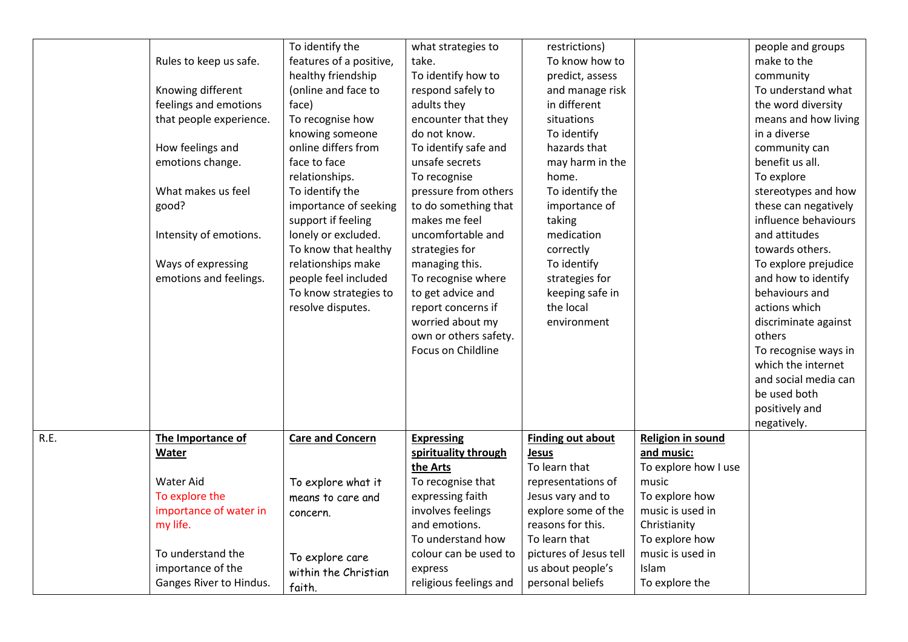| | | | | | | |
|---|---|---|---|---|---|---|
| | Rules to keep us safe.<br><br>Knowing different feelings and emotions that people experience.<br><br>How feelings and emotions change.<br><br>What makes us feel good?<br><br>Intensity of emotions.<br><br>Ways of expressing emotions and feelings. | To identify the features of a positive, healthy friendship (online and face to face)<br>To recognise how knowing someone online differs from face to face relationships.<br>To identify the importance of seeking support if feeling lonely or excluded.<br>To know that healthy relationships make people feel included<br>To know strategies to resolve disputes. | what strategies to take.<br>To identify how to respond safely to adults they encounter that they do not know.<br>To identify safe and unsafe secrets<br>To recognise pressure from others to do something that makes me feel uncomfortable and strategies for managing this.<br>To recognise where to get advice and report concerns if worried about my own or others safety.<br>Focus on Childline | restrictions)<br>To know how to predict, assess and manage risk in different situations<br>To identify hazards that may harm in the home.<br>To identify the importance of taking medication correctly<br>To identify strategies for keeping safe in the local environment | | people and groups make to the community<br>To understand what the word diversity means and how living in a diverse community can benefit us all.<br>To explore stereotypes and how these can negatively influence behaviours and attitudes towards others.<br>To explore prejudice and how to identify behaviours and actions which discriminate against others<br>To recognise ways in which the internet and social media can be used both positively and negatively. |
| R.E. | **The Importance of Water**<br><br>Water Aid<br>To explore the importance of water in my life.<br><br>To understand the importance of the Ganges River to Hindus. | **Care and Concern**<br><br>To explore what it means to care and concern.<br><br>To explore care within the Christian faith. | **Expressing spirituality through the Arts**<br>To recognise that expressing faith involves feelings and emotions.<br>To understand how colour can be used to express religious feelings and | **Finding out about Jesus**<br>To learn that representations of Jesus vary and to explore some of the reasons for this.<br>To learn that pictures of Jesus tell us about people's personal beliefs | **Religion in sound and music:**<br>To explore how I use music<br>To explore how music is used in Christianity<br>To explore how music is used in Islam<br>To explore the | |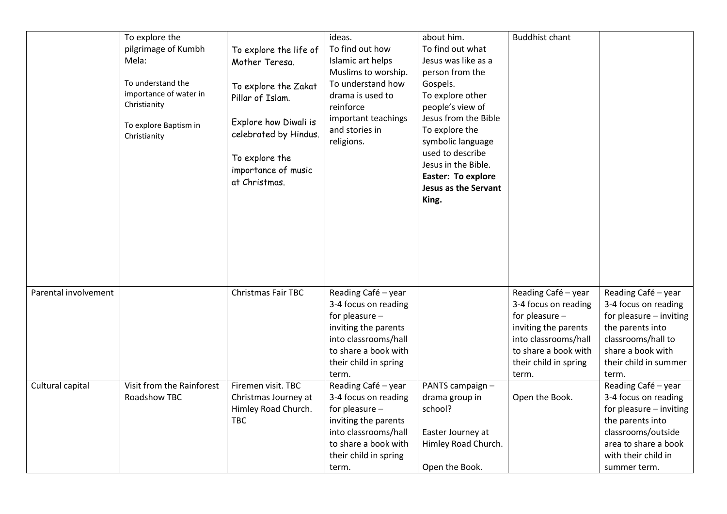| | | | | | | |
|---|---|---|---|---|---|---|
| | To explore the pilgrimage of Kumbh Mela:<br><br>To understand the importance of water in Christianity<br><br>To explore Baptism in Christianity | To explore the life of Mother Teresa.<br><br>To explore the Zakat Pillar of Islam.<br><br>Explore how Diwali is celebrated by Hindus.<br><br>To explore the importance of music at Christmas. | ideas.<br>To find out how Islamic art helps Muslims to worship.<br>To understand how drama is used to reinforce important teachings and stories in religions. | about him.<br>To find out what Jesus was like as a person from the Gospels.<br>To explore other people's view of Jesus from the Bible<br>To explore the symbolic language used to describe Jesus in the Bible.<br>**Easter: To explore Jesus as the Servant King.** | Buddhist chant | |
| Parental involvement | | Christmas Fair TBC | Reading Café – year 3-4 focus on reading for pleasure – inviting the parents into classrooms/hall to share a book with their child in spring term. | | Reading Café – year 3-4 focus on reading for pleasure – inviting the parents into classrooms/hall to share a book with their child in spring term. | Reading Café – year 3-4 focus on reading for pleasure – inviting the parents into classrooms/hall to share a book with their child in summer term. |
| Cultural capital | Visit from the Rainforest Roadshow TBC | Firemen visit. TBC<br>Christmas Journey at Himley Road Church. TBC | Reading Café – year 3-4 focus on reading for pleasure – inviting the parents into classrooms/hall to share a book with their child in spring term. | PANTS campaign – drama group in school?<br><br>Easter Journey at Himley Road Church.<br><br>Open the Book. | Open the Book. | Reading Café – year 3-4 focus on reading for pleasure – inviting the parents into classrooms/outside area to share a book with their child in summer term. |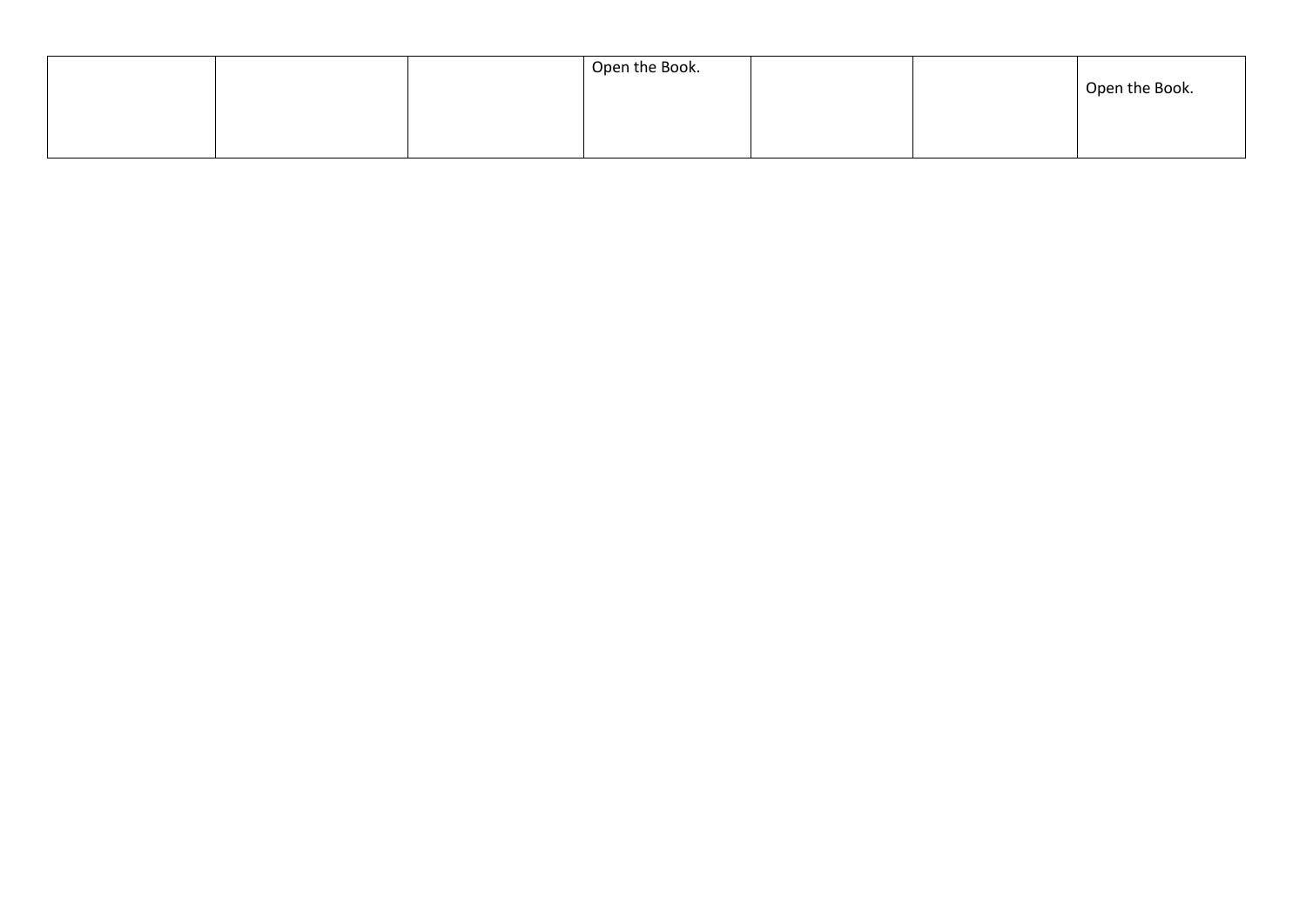| | | | | | | |
|---|---|---|---|---|---|---|
| | | | Open the Book. | | | Open the Book. |